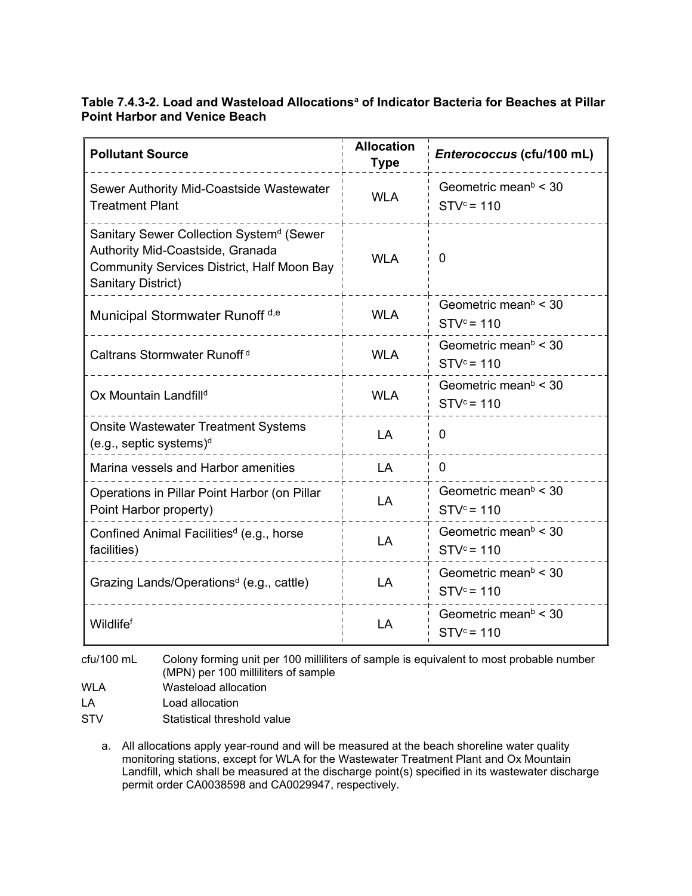**Table 7.4.3-2. Load and Wasteload Allocations[a] of Indicator Bacteria for Beaches at Pillar Point Harbor and Venice Beach**

| Pollutant Source | Allocation Type | *Enterococcus* (cfu/100 mL) |
|---|---|---|
| Sewer Authority Mid-Coastside Wastewater Treatment Plant | WLA | Geometric mean[b] < 30<br>STV[c] = 110 |
| Sanitary Sewer Collection System[d] (Sewer Authority Mid-Coastside, Granada Community Services District, Half Moon Bay Sanitary District) | WLA | 0 |
| Municipal Stormwater Runoff [d,e] | WLA | Geometric mean[b] < 30<br>STV[c] = 110 |
| Caltrans Stormwater Runoff [d] | WLA | Geometric mean[b] < 30<br>STV[c] = 110 |
| Ox Mountain Landfill[d] | WLA | Geometric mean[b] < 30<br>STV[c] = 110 |
| Onsite Wastewater Treatment Systems (e.g., septic systems)[d] | LA | 0 |
| Marina vessels and Harbor amenities | LA | 0 |
| Operations in Pillar Point Harbor (on Pillar Point Harbor property) | LA | Geometric mean[b] < 30<br>STV[c] = 110 |
| Confined Animal Facilities[d] (e.g., horse facilities) | LA | Geometric mean[b] < 30<br>STV[c] = 110 |
| Grazing Lands/Operations[d] (e.g., cattle) | LA | Geometric mean[b] < 30<br>STV[c] = 110 |
| Wildlife[f] | LA | Geometric mean[b] < 30<br>STV[c] = 110 |

cfu/100 mL Colony forming unit per 100 milliliters of sample is equivalent to most probable number (MPN) per 100 milliliters of sample

WLA Wasteload allocation

LA Load allocation

STV Statistical threshold value

a. All allocations apply year-round and will be measured at the beach shoreline water quality monitoring stations, except for WLA for the Wastewater Treatment Plant and Ox Mountain Landfill, which shall be measured at the discharge point(s) specified in its wastewater discharge permit order CA0038598 and CA0029947, respectively.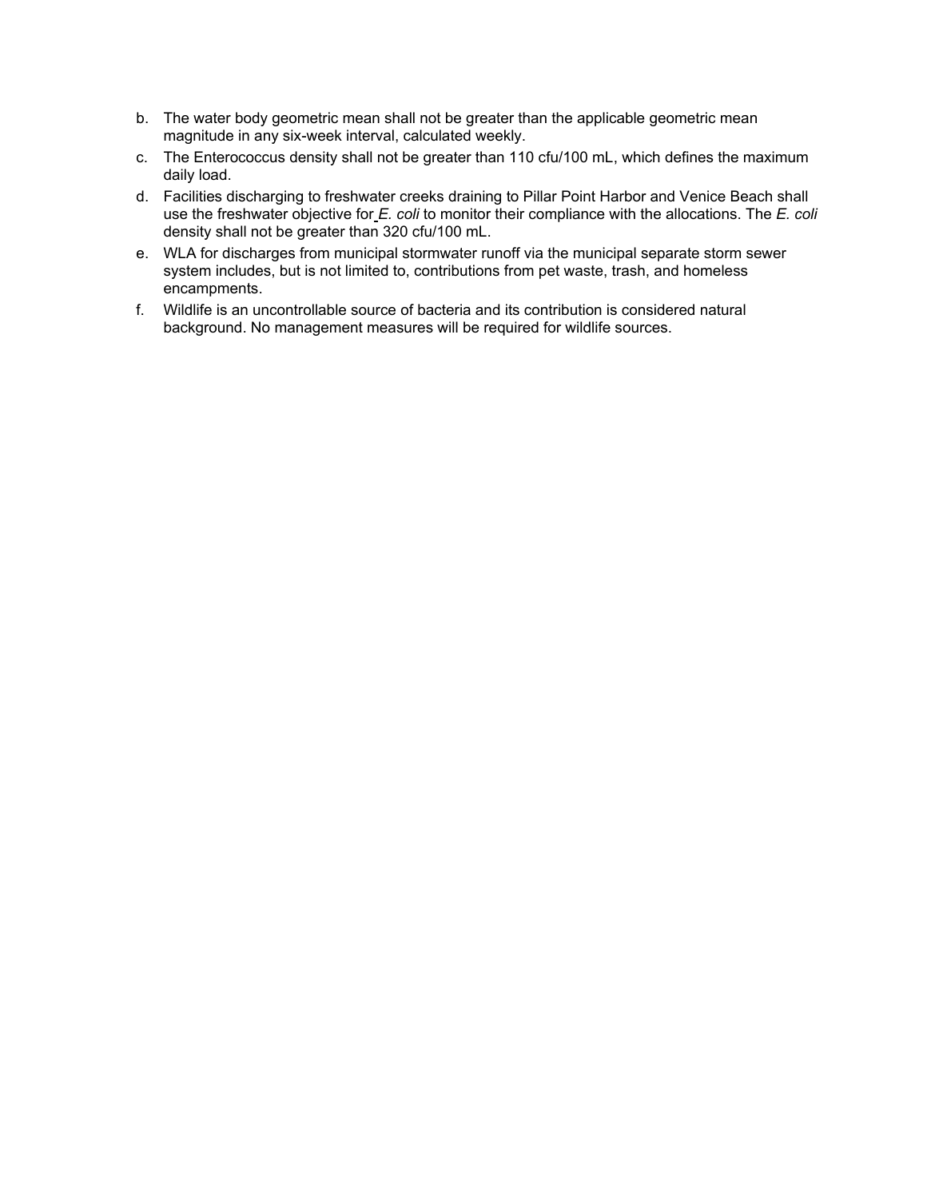b. The water body geometric mean shall not be greater than the applicable geometric mean magnitude in any six-week interval, calculated weekly.
c. The Enterococcus density shall not be greater than 110 cfu/100 mL, which defines the maximum daily load.
d. Facilities discharging to freshwater creeks draining to Pillar Point Harbor and Venice Beach shall use the freshwater objective for *E. coli* to monitor their compliance with the allocations. The *E. coli* density shall not be greater than 320 cfu/100 mL.
e. WLA for discharges from municipal stormwater runoff via the municipal separate storm sewer system includes, but is not limited to, contributions from pet waste, trash, and homeless encampments.
f. Wildlife is an uncontrollable source of bacteria and its contribution is considered natural background. No management measures will be required for wildlife sources.